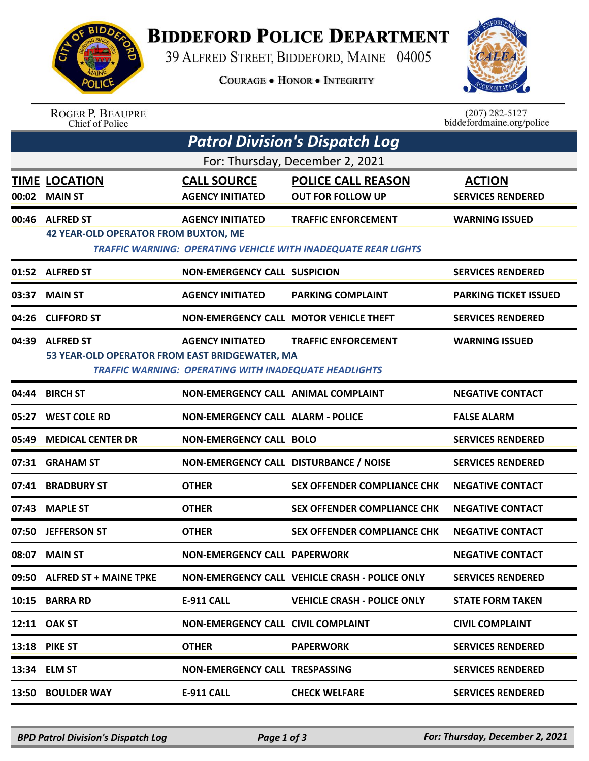# Biddeford Police Department

39 Alfred Street, Biddeford, Maine 04005

Courage • Honor • Integrity

Roger P. Beaupre
Chief of Police

(207) 282-5127
biddefordmaine.org/police

## *Patrol Division's Dispatch Log*

For: Thursday, December 2, 2021

| TIME | LOCATION | CALL SOURCE | POLICE CALL REASON | ACTION |
|---|---|---|---|---|
| 00:02 | MAIN ST | AGENCY INITIATED | OUT FOR FOLLOW UP | SERVICES RENDERED |
| 00:46 | ALFRED ST | AGENCY INITIATED | TRAFFIC ENFORCEMENT | WARNING ISSUED |
| | 42 YEAR-OLD OPERATOR FROM BUXTON, ME<br>*TRAFFIC WARNING: OPERATING VEHICLE WITH INADEQUATE REAR LIGHTS* | | | |
| 01:52 | ALFRED ST | NON-EMERGENCY CALL | SUSPICION | SERVICES RENDERED |
| 03:37 | MAIN ST | AGENCY INITIATED | PARKING COMPLAINT | PARKING TICKET ISSUED |
| 04:26 | CLIFFORD ST | NON-EMERGENCY CALL | MOTOR VEHICLE THEFT | SERVICES RENDERED |
| 04:39 | ALFRED ST | AGENCY INITIATED | TRAFFIC ENFORCEMENT | WARNING ISSUED |
| | 53 YEAR-OLD OPERATOR FROM EAST BRIDGEWATER, MA<br>*TRAFFIC WARNING: OPERATING WITH INADEQUATE HEADLIGHTS* | | | |
| 04:44 | BIRCH ST | NON-EMERGENCY CALL | ANIMAL COMPLAINT | NEGATIVE CONTACT |
| 05:27 | WEST COLE RD | NON-EMERGENCY CALL | ALARM - POLICE | FALSE ALARM |
| 05:49 | MEDICAL CENTER DR | NON-EMERGENCY CALL | BOLO | SERVICES RENDERED |
| 07:31 | GRAHAM ST | NON-EMERGENCY CALL | DISTURBANCE / NOISE | SERVICES RENDERED |
| 07:41 | BRADBURY ST | OTHER | SEX OFFENDER COMPLIANCE CHK | NEGATIVE CONTACT |
| 07:43 | MAPLE ST | OTHER | SEX OFFENDER COMPLIANCE CHK | NEGATIVE CONTACT |
| 07:50 | JEFFERSON ST | OTHER | SEX OFFENDER COMPLIANCE CHK | NEGATIVE CONTACT |
| 08:07 | MAIN ST | NON-EMERGENCY CALL | PAPERWORK | NEGATIVE CONTACT |
| 09:50 | ALFRED ST + MAINE TPKE | NON-EMERGENCY CALL | VEHICLE CRASH - POLICE ONLY | SERVICES RENDERED |
| 10:15 | BARRA RD | E-911 CALL | VEHICLE CRASH - POLICE ONLY | STATE FORM TAKEN |
| 12:11 | OAK ST | NON-EMERGENCY CALL | CIVIL COMPLAINT | CIVIL COMPLAINT |
| 13:18 | PIKE ST | OTHER | PAPERWORK | SERVICES RENDERED |
| 13:34 | ELM ST | NON-EMERGENCY CALL | TRESPASSING | SERVICES RENDERED |
| 13:50 | BOULDER WAY | E-911 CALL | CHECK WELFARE | SERVICES RENDERED |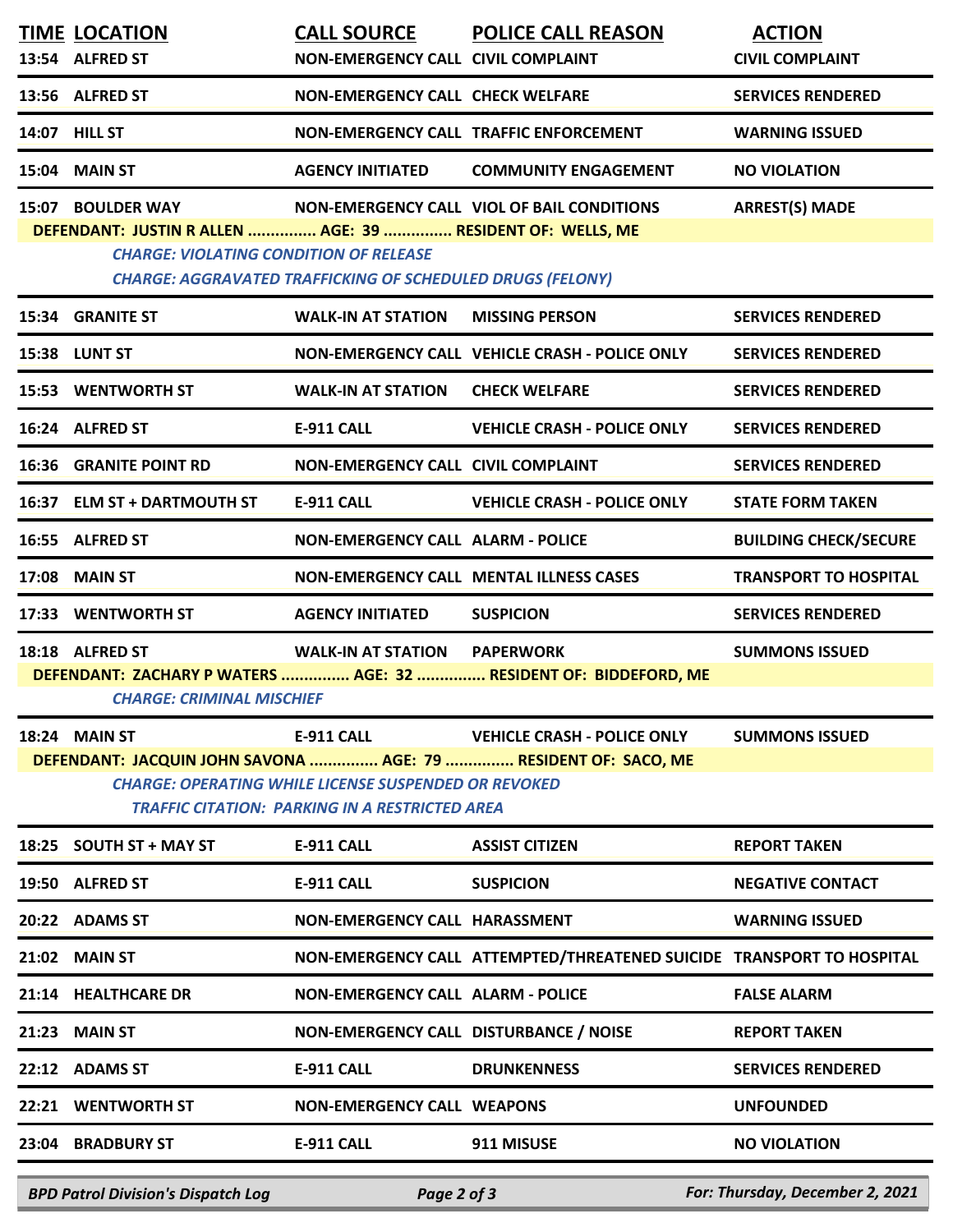| TIME | LOCATION | CALL SOURCE | POLICE CALL REASON | ACTION |
|---|---|---|---|---|
| 13:54 | ALFRED ST | NON-EMERGENCY CALL | CIVIL COMPLAINT | CIVIL COMPLAINT |
| 13:56 | ALFRED ST | NON-EMERGENCY CALL | CHECK WELFARE | SERVICES RENDERED |
| 14:07 | HILL ST | NON-EMERGENCY CALL | TRAFFIC ENFORCEMENT | WARNING ISSUED |
| 15:04 | MAIN ST | AGENCY INITIATED | COMMUNITY ENGAGEMENT | NO VIOLATION |
| 15:07 | BOULDER WAY | NON-EMERGENCY CALL | VIOL OF BAIL CONDITIONS | ARREST(S) MADE |

**DEFENDANT: JUSTIN R ALLEN ............... AGE: 39 ............... RESIDENT OF: WELLS, ME**

*CHARGE: VIOLATING CONDITION OF RELEASE*
*CHARGE: AGGRAVATED TRAFFICKING OF SCHEDULED DRUGS (FELONY)*

| TIME | LOCATION | CALL SOURCE | POLICE CALL REASON | ACTION |
|---|---|---|---|---|
| 15:34 | GRANITE ST | WALK-IN AT STATION | MISSING PERSON | SERVICES RENDERED |
| 15:38 | LUNT ST | NON-EMERGENCY CALL | VEHICLE CRASH - POLICE ONLY | SERVICES RENDERED |
| 15:53 | WENTWORTH ST | WALK-IN AT STATION | CHECK WELFARE | SERVICES RENDERED |
| 16:24 | ALFRED ST | E-911 CALL | VEHICLE CRASH - POLICE ONLY | SERVICES RENDERED |
| 16:36 | GRANITE POINT RD | NON-EMERGENCY CALL | CIVIL COMPLAINT | SERVICES RENDERED |
| 16:37 | ELM ST + DARTMOUTH ST | E-911 CALL | VEHICLE CRASH - POLICE ONLY | STATE FORM TAKEN |
| 16:55 | ALFRED ST | NON-EMERGENCY CALL | ALARM - POLICE | BUILDING CHECK/SECURE |
| 17:08 | MAIN ST | NON-EMERGENCY CALL | MENTAL ILLNESS CASES | TRANSPORT TO HOSPITAL |
| 17:33 | WENTWORTH ST | AGENCY INITIATED | SUSPICION | SERVICES RENDERED |
| 18:18 | ALFRED ST | WALK-IN AT STATION | PAPERWORK | SUMMONS ISSUED |

**DEFENDANT: ZACHARY P WATERS ............... AGE: 32 ............... RESIDENT OF: BIDDEFORD, ME**

*CHARGE: CRIMINAL MISCHIEF*

| TIME | LOCATION | CALL SOURCE | POLICE CALL REASON | ACTION |
|---|---|---|---|---|
| 18:24 | MAIN ST | E-911 CALL | VEHICLE CRASH - POLICE ONLY | SUMMONS ISSUED |

**DEFENDANT: JACQUIN JOHN SAVONA ............... AGE: 79 ............... RESIDENT OF: SACO, ME**

*CHARGE: OPERATING WHILE LICENSE SUSPENDED OR REVOKED*
*TRAFFIC CITATION: PARKING IN A RESTRICTED AREA*

| TIME | LOCATION | CALL SOURCE | POLICE CALL REASON | ACTION |
|---|---|---|---|---|
| 18:25 | SOUTH ST + MAY ST | E-911 CALL | ASSIST CITIZEN | REPORT TAKEN |
| 19:50 | ALFRED ST | E-911 CALL | SUSPICION | NEGATIVE CONTACT |
| 20:22 | ADAMS ST | NON-EMERGENCY CALL | HARASSMENT | WARNING ISSUED |
| 21:02 | MAIN ST | NON-EMERGENCY CALL | ATTEMPTED/THREATENED SUICIDE | TRANSPORT TO HOSPITAL |
| 21:14 | HEALTHCARE DR | NON-EMERGENCY CALL | ALARM - POLICE | FALSE ALARM |
| 21:23 | MAIN ST | NON-EMERGENCY CALL | DISTURBANCE / NOISE | REPORT TAKEN |
| 22:12 | ADAMS ST | E-911 CALL | DRUNKENNESS | SERVICES RENDERED |
| 22:21 | WENTWORTH ST | NON-EMERGENCY CALL | WEAPONS | UNFOUNDED |
| 23:04 | BRADBURY ST | E-911 CALL | 911 MISUSE | NO VIOLATION |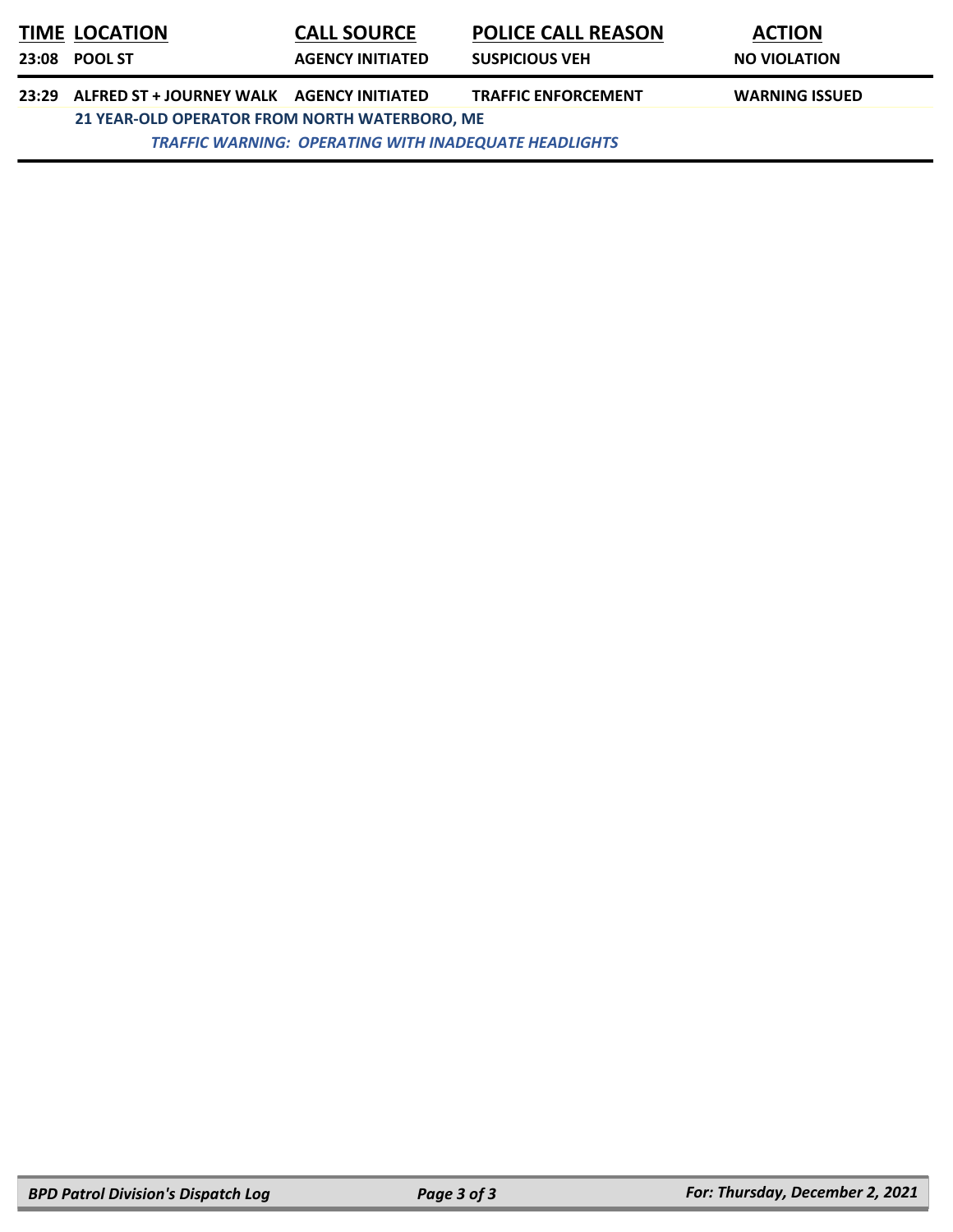| TIME | LOCATION | CALL SOURCE | POLICE CALL REASON | ACTION |
|---|---|---|---|---|
| 23:08 | POOL ST | AGENCY INITIATED | SUSPICIOUS VEH | NO VIOLATION |
| 23:29 | ALFRED ST + JOURNEY WALK | AGENCY INITIATED | TRAFFIC ENFORCEMENT | WARNING ISSUED |
| | 21 YEAR-OLD OPERATOR FROM NORTH WATERBORO, ME | | | |
| | *TRAFFIC WARNING: OPERATING WITH INADEQUATE HEADLIGHTS* | | | |